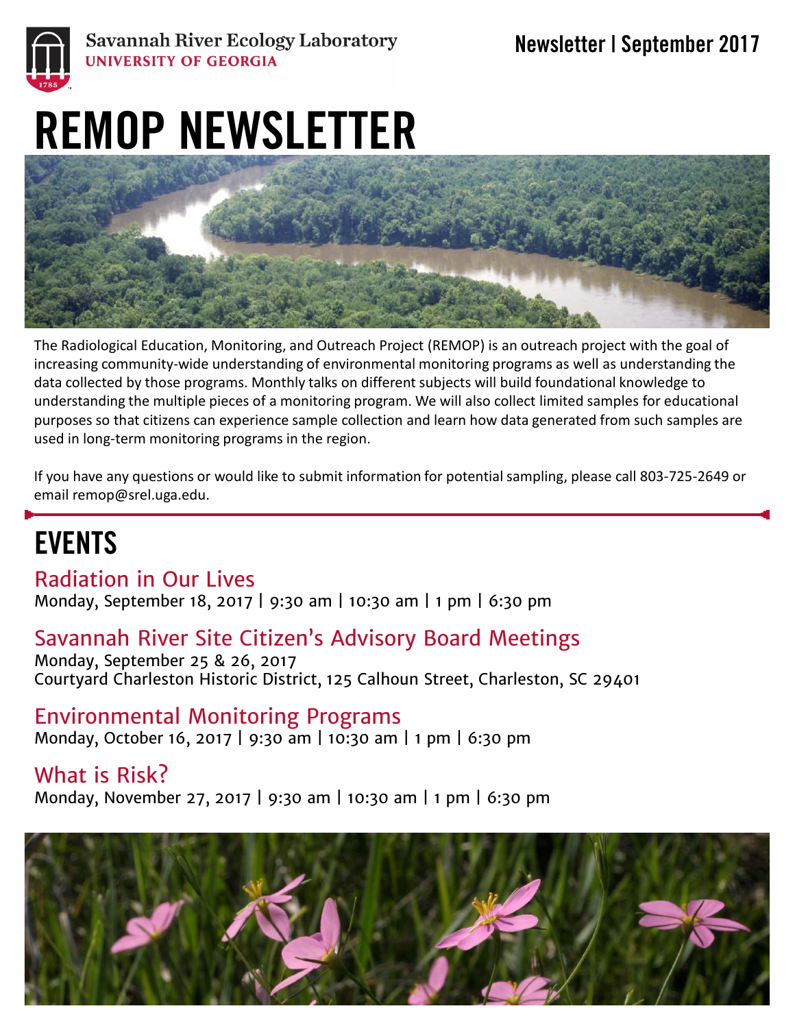Savannah River Ecology Laboratory
UNIVERSITY OF GEORGIA

Newsletter | September 2017

# REMOP NEWSLETTER

The Radiological Education, Monitoring, and Outreach Project (REMOP) is an outreach project with the goal of increasing community-wide understanding of environmental monitoring programs as well as understanding the data collected by those programs. Monthly talks on different subjects will build foundational knowledge to understanding the multiple pieces of a monitoring program. We will also collect limited samples for educational purposes so that citizens can experience sample collection and learn how data generated from such samples are used in long-term monitoring programs in the region.

If you have any questions or would like to submit information for potential sampling, please call 803-725-2649 or email remop@srel.uga.edu.

## EVENTS

### Radiation in Our Lives

Monday, September 18, 2017 | 9:30 am | 10:30 am | 1 pm | 6:30 pm

### Savannah River Site Citizen's Advisory Board Meetings

Monday, September 25 & 26, 2017
Courtyard Charleston Historic District, 125 Calhoun Street, Charleston, SC 29401

### Environmental Monitoring Programs

Monday, October 16, 2017 | 9:30 am | 10:30 am | 1 pm | 6:30 pm

### What is Risk?

Monday, November 27, 2017 | 9:30 am | 10:30 am | 1 pm | 6:30 pm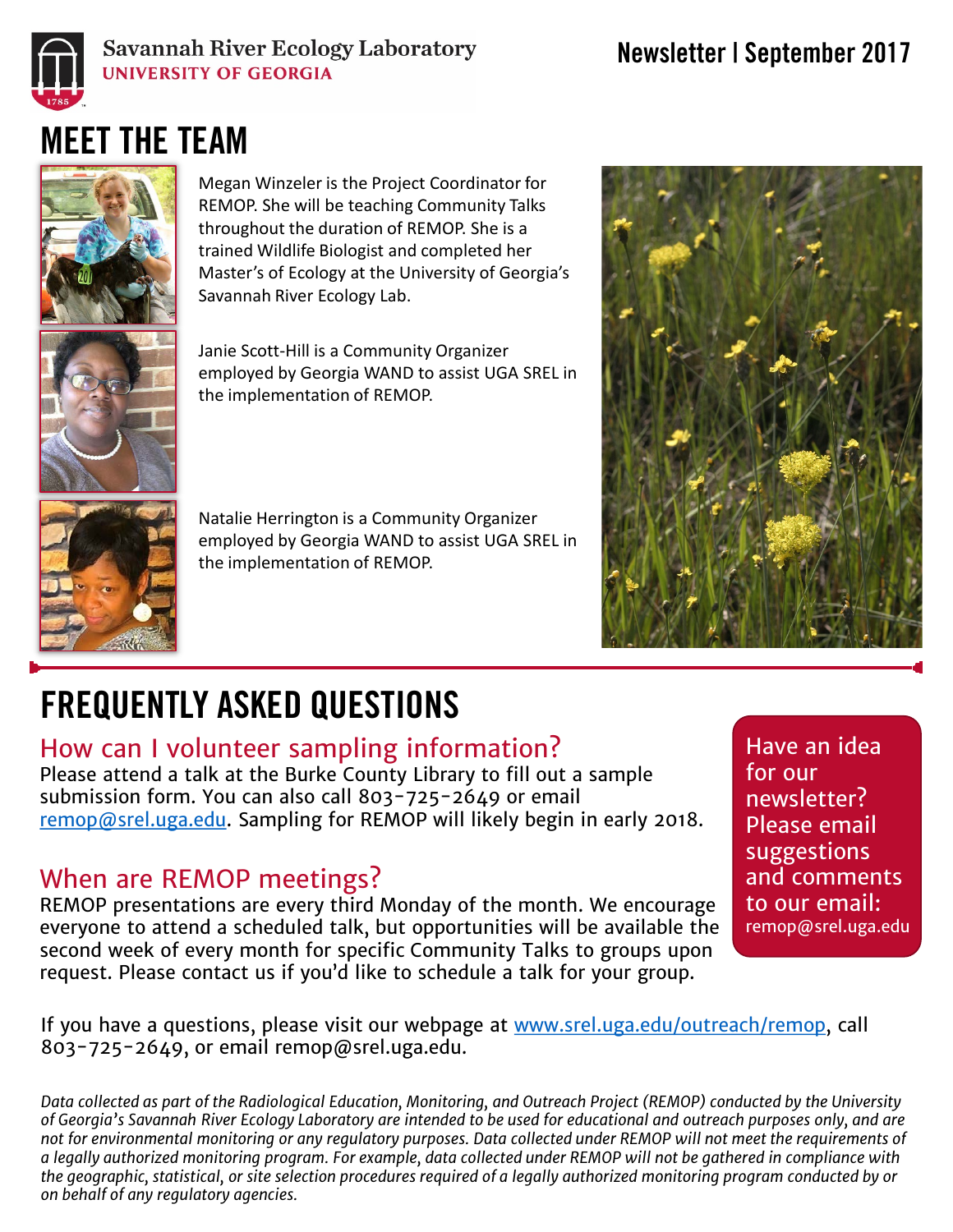Savannah River Ecology Laboratory
UNIVERSITY OF GEORGIA

Newsletter | September 2017

# MEET THE TEAM

Megan Winzeler is the Project Coordinator for REMOP. She will be teaching Community Talks throughout the duration of REMOP. She is a trained Wildlife Biologist and completed her Master's of Ecology at the University of Georgia's Savannah River Ecology Lab.

Janie Scott-Hill is a Community Organizer employed by Georgia WAND to assist UGA SREL in the implementation of REMOP.

Natalie Herrington is a Community Organizer employed by Georgia WAND to assist UGA SREL in the implementation of REMOP.

# FREQUENTLY ASKED QUESTIONS

## How can I volunteer sampling information?

Please attend a talk at the Burke County Library to fill out a sample submission form. You can also call 803-725-2649 or email remop@srel.uga.edu. Sampling for REMOP will likely begin in early 2018.

## When are REMOP meetings?

REMOP presentations are every third Monday of the month. We encourage everyone to attend a scheduled talk, but opportunities will be available the second week of every month for specific Community Talks to groups upon request. Please contact us if you'd like to schedule a talk for your group.

Have an idea for our newsletter? Please email suggestions and comments to our email: remop@srel.uga.edu

If you have a questions, please visit our webpage at www.srel.uga.edu/outreach/remop, call 803-725-2649, or email remop@srel.uga.edu.

*Data collected as part of the Radiological Education, Monitoring, and Outreach Project (REMOP) conducted by the University of Georgia's Savannah River Ecology Laboratory are intended to be used for educational and outreach purposes only, and are not for environmental monitoring or any regulatory purposes. Data collected under REMOP will not meet the requirements of a legally authorized monitoring program. For example, data collected under REMOP will not be gathered in compliance with the geographic, statistical, or site selection procedures required of a legally authorized monitoring program conducted by or on behalf of any regulatory agencies.*